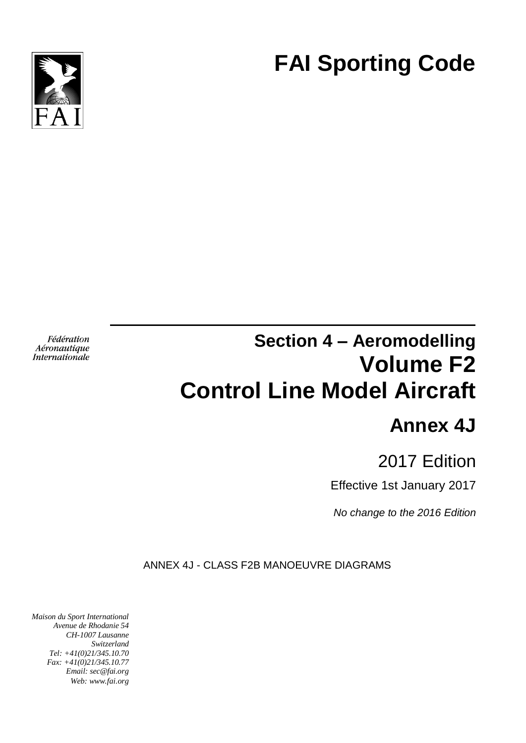FAI

# FAI Sporting Code

*Fédération Aéronautique Internationale*

## Section 4 – Aeromodelling

# Volume F2

# Control Line Model Aircraft

## Annex 4J

2017 Edition

Effective 1st January 2017

*No change to the 2016 Edition*

ANNEX 4J - CLASS F2B MANOEUVRE DIAGRAMS

*Maison du Sport International*
*Avenue de Rhodanie 54*
*CH-1007 Lausanne*
*Switzerland*
*Tel: +41(0)21/345.10.70*
*Fax: +41(0)21/345.10.77*
*Email: sec@fai.org*
*Web: www.fai.org*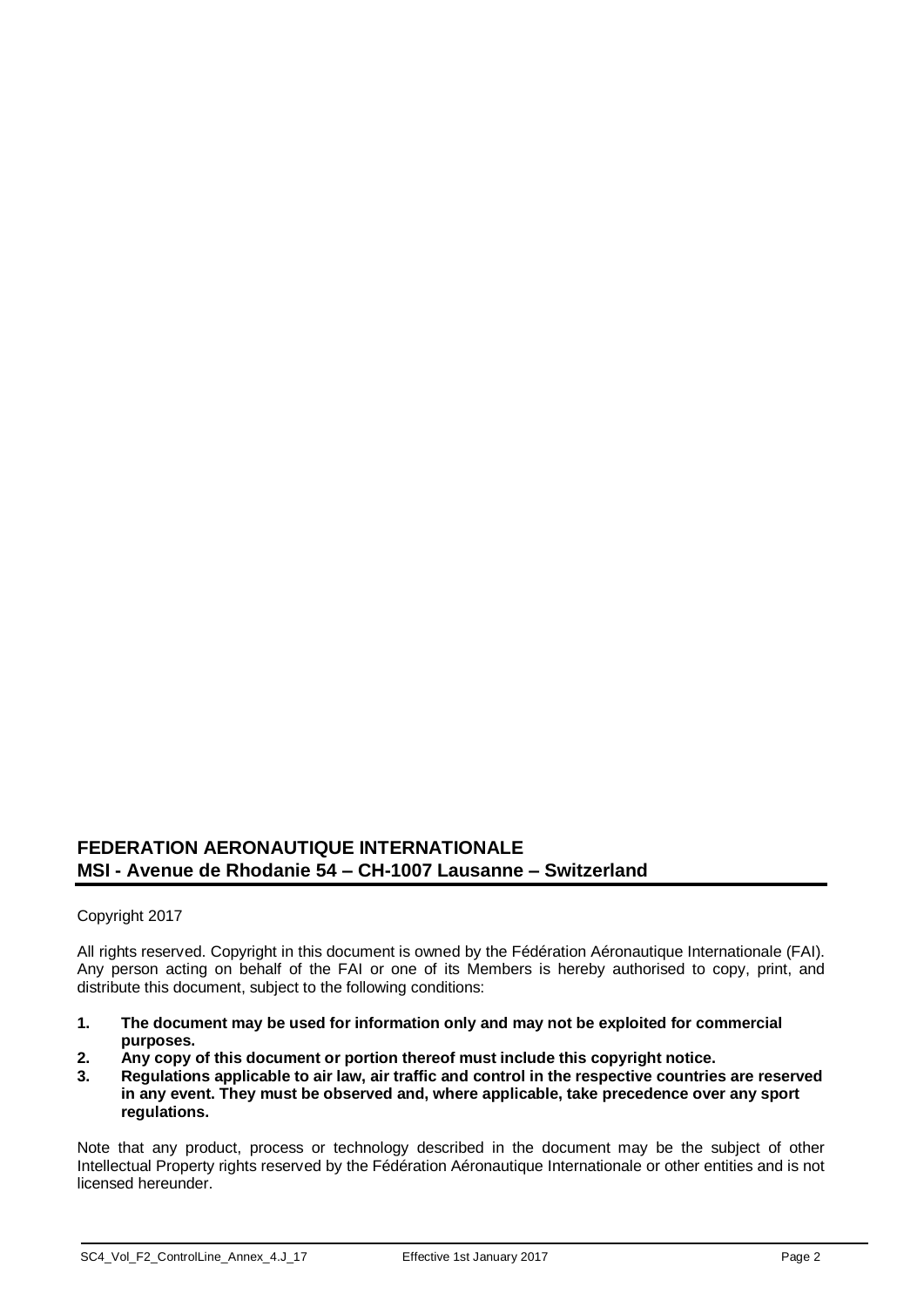**FEDERATION AERONAUTIQUE INTERNATIONALE**
**MSI - Avenue de Rhodanie 54 – CH-1007 Lausanne – Switzerland**

Copyright 2017

All rights reserved. Copyright in this document is owned by the Fédération Aéronautique Internationale (FAI). Any person acting on behalf of the FAI or one of its Members is hereby authorised to copy, print, and distribute this document, subject to the following conditions:

1. **The document may be used for information only and may not be exploited for commercial purposes.**
2. **Any copy of this document or portion thereof must include this copyright notice.**
3. **Regulations applicable to air law, air traffic and control in the respective countries are reserved in any event. They must be observed and, where applicable, take precedence over any sport regulations.**

Note that any product, process or technology described in the document may be the subject of other Intellectual Property rights reserved by the Fédération Aéronautique Internationale or other entities and is not licensed hereunder.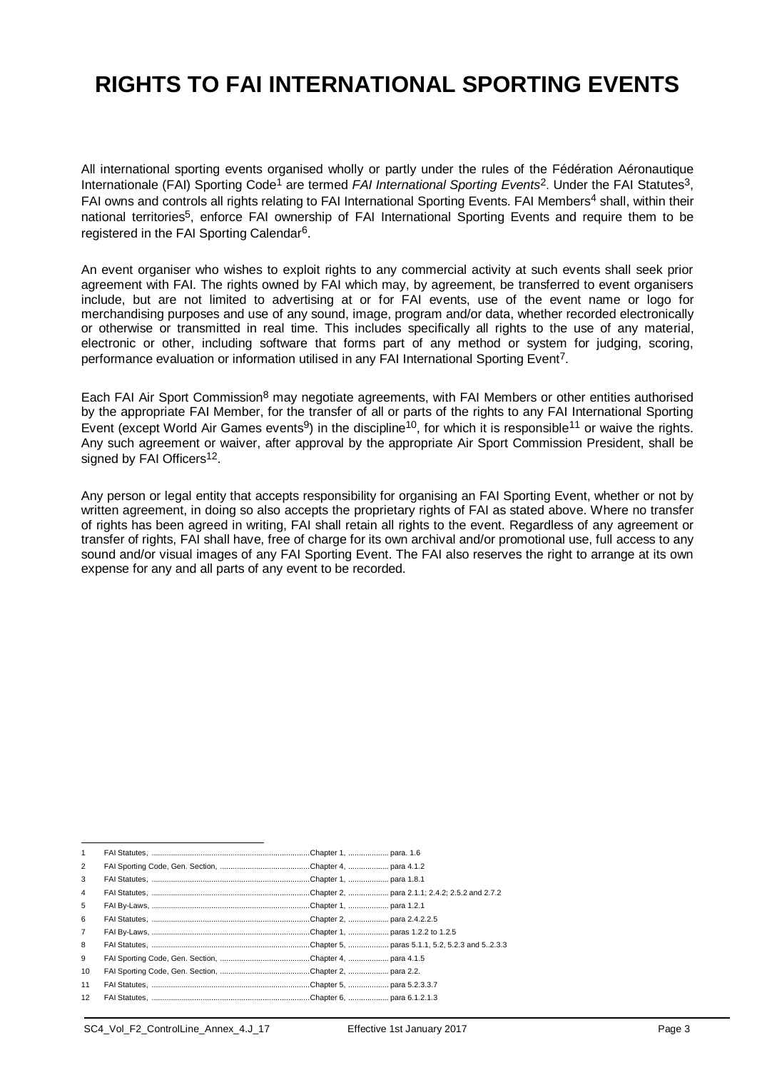# RIGHTS TO FAI INTERNATIONAL SPORTING EVENTS

All international sporting events organised wholly or partly under the rules of the Fédération Aéronautique Internationale (FAI) Sporting Code[1] are termed *FAI International Sporting Events*[2]. Under the FAI Statutes[3], FAI owns and controls all rights relating to FAI International Sporting Events. FAI Members[4] shall, within their national territories[5], enforce FAI ownership of FAI International Sporting Events and require them to be registered in the FAI Sporting Calendar[6].

An event organiser who wishes to exploit rights to any commercial activity at such events shall seek prior agreement with FAI. The rights owned by FAI which may, by agreement, be transferred to event organisers include, but are not limited to advertising at or for FAI events, use of the event name or logo for merchandising purposes and use of any sound, image, program and/or data, whether recorded electronically or otherwise or transmitted in real time. This includes specifically all rights to the use of any material, electronic or other, including software that forms part of any method or system for judging, scoring, performance evaluation or information utilised in any FAI International Sporting Event[7].

Each FAI Air Sport Commission[8] may negotiate agreements, with FAI Members or other entities authorised by the appropriate FAI Member, for the transfer of all or parts of the rights to any FAI International Sporting Event (except World Air Games events[9]) in the discipline[10], for which it is responsible[11] or waive the rights. Any such agreement or waiver, after approval by the appropriate Air Sport Commission President, shall be signed by FAI Officers[12].

Any person or legal entity that accepts responsibility for organising an FAI Sporting Event, whether or not by written agreement, in doing so also accepts the proprietary rights of FAI as stated above. Where no transfer of rights has been agreed in writing, FAI shall retain all rights to the event. Regardless of any agreement or transfer of rights, FAI shall have, free of charge for its own archival and/or promotional use, full access to any sound and/or visual images of any FAI Sporting Event. The FAI also reserves the right to arrange at its own expense for any and all parts of any event to be recorded.

---

1 FAI Statutes, ........................................................................Chapter 1, ................... para. 1.6
2 FAI Sporting Code, Gen. Section, ..........................................Chapter 4, ................... para 4.1.2
3 FAI Statutes, ........................................................................Chapter 1, ................... para 1.8.1
4 FAI Statutes, ........................................................................Chapter 2, ................... para 2.1.1; 2.4.2; 2.5.2 and 2.7.2
5 FAI By-Laws, ........................................................................Chapter 1, ................... para 1.2.1
6 FAI Statutes, ........................................................................Chapter 2, ................... para 2.4.2.2.5
7 FAI By-Laws, ........................................................................Chapter 1, ................... paras 1.2.2 to 1.2.5
8 FAI Statutes, ........................................................................Chapter 5, ................... paras 5.1.1, 5.2, 5.2.3 and 5..2.3.3
9 FAI Sporting Code, Gen. Section, ..........................................Chapter 4, ................... para 4.1.5
10 FAI Sporting Code, Gen. Section, ..........................................Chapter 2, ................... para 2.2.
11 FAI Statutes, ........................................................................Chapter 5, ................... para 5.2.3.3.7
12 FAI Statutes, ........................................................................Chapter 6, ................... para 6.1.2.1.3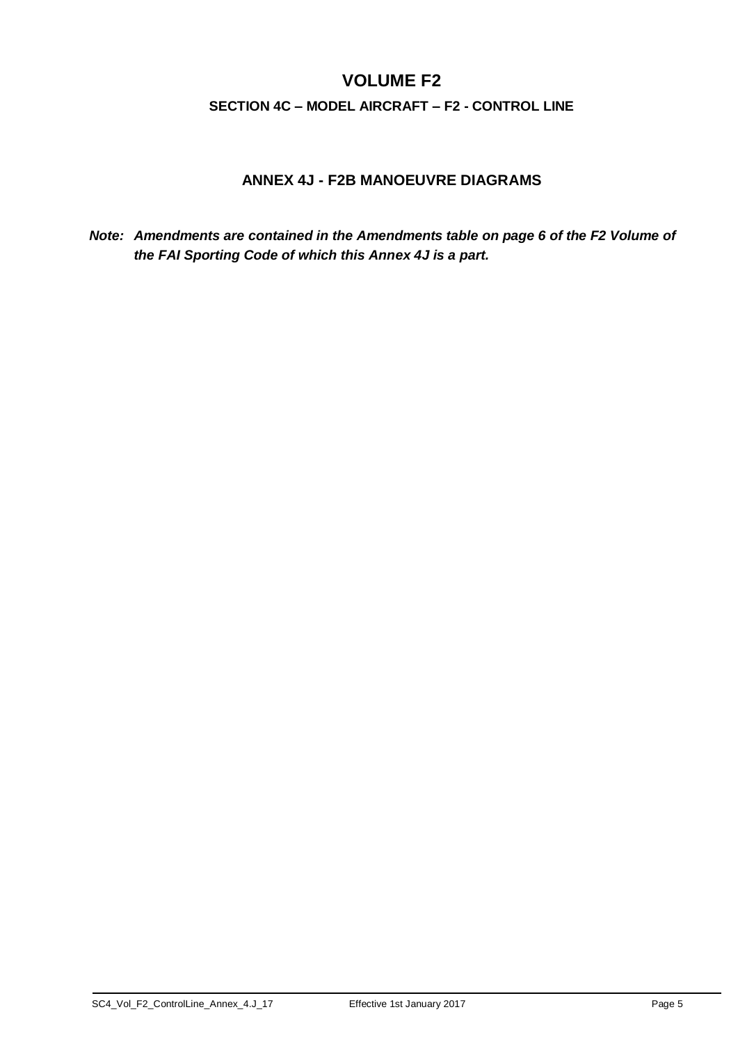# VOLUME F2

## SECTION 4C – MODEL AIRCRAFT – F2 - CONTROL LINE

### ANNEX 4J - F2B MANOEUVRE DIAGRAMS

***Note: Amendments are contained in the Amendments table on page 6 of the F2 Volume of the FAI Sporting Code of which this Annex 4J is a part.***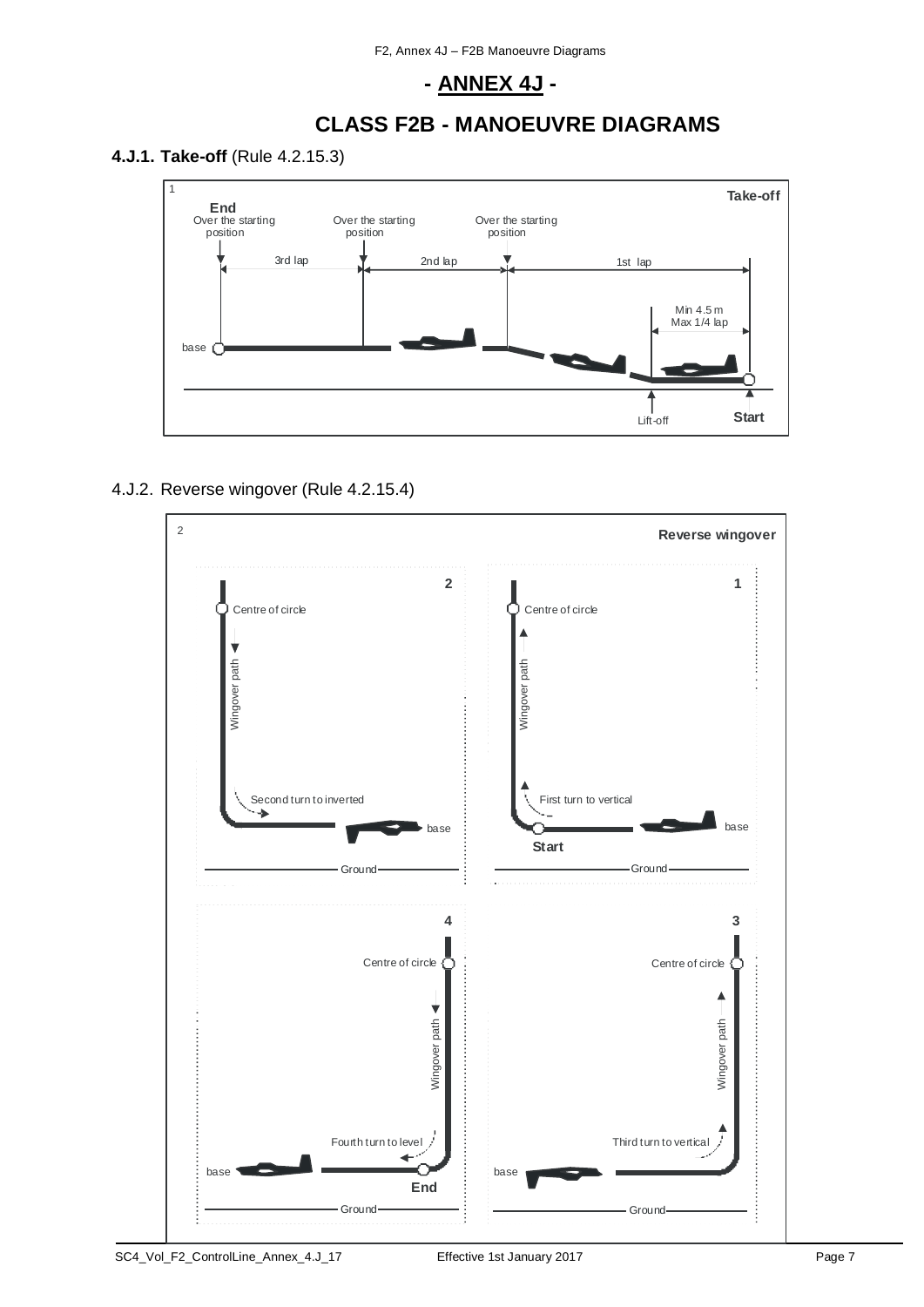# - ANNEX 4J -

## CLASS F2B - MANOEUVRE DIAGRAMS

### 4.J.1. Take-off (Rule 4.2.15.3)

1

**Take-off**

**End**
Over the starting position

Over the starting position

Over the starting position

3rd lap

2nd lap

1st lap

Min 4.5 m
Max 1/4 lap

base

Lift-off

**Start**

### 4.J.2. Reverse wingover (Rule 4.2.15.4)

2

**Reverse wingover**

**2**

Centre of circle

Wingover path

Second turn to inverted

base

Ground

**1**

Centre of circle

Wingover path

First turn to vertical

base

**Start**

Ground

**4**

Centre of circle

Wingover path

Fourth turn to level

base

**End**

Ground

**3**

Centre of circle

Wingover path

Third turn to vertical

base

Ground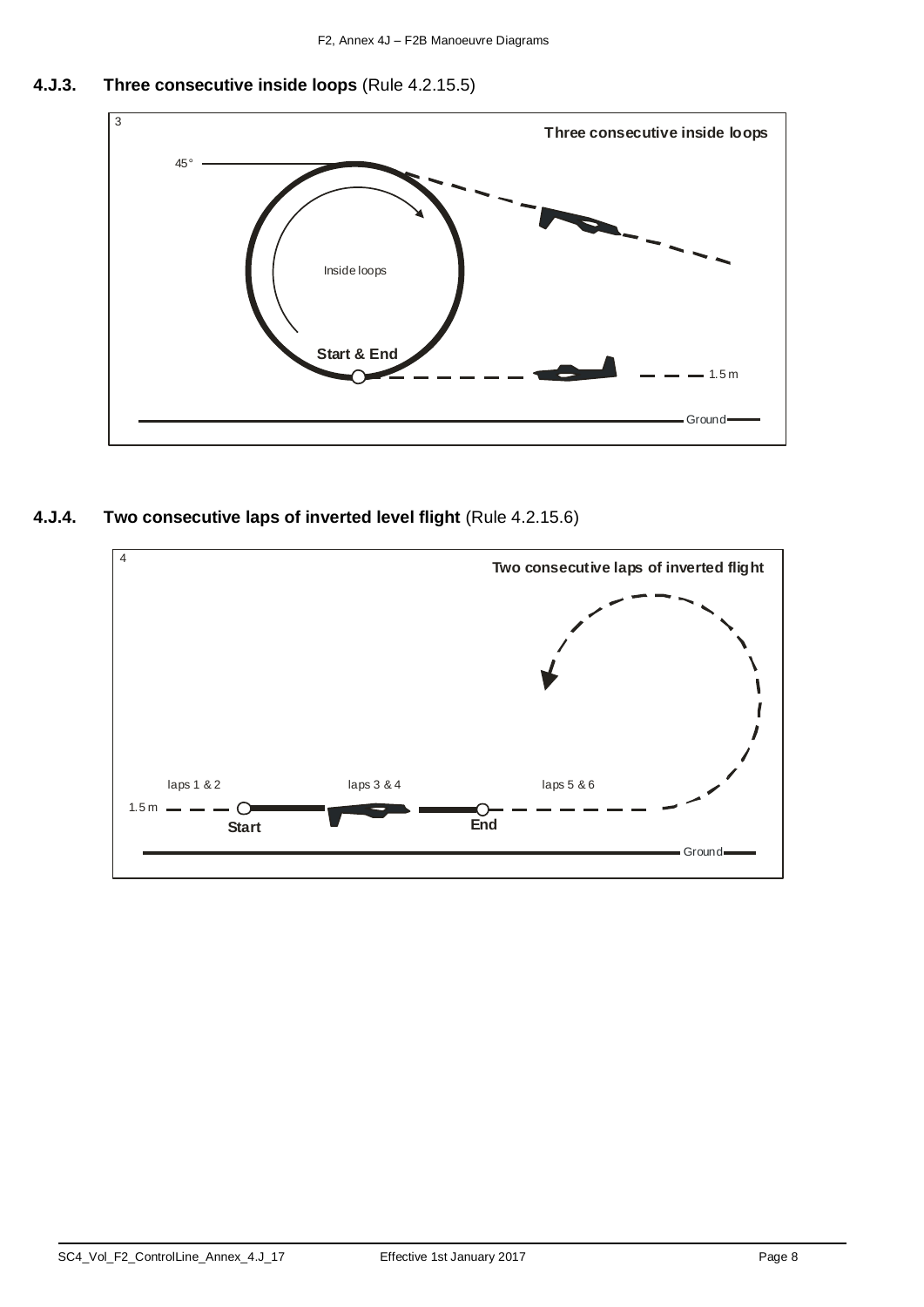### 4.J.3. Three consecutive inside loops (Rule 4.2.15.5)

3

**Three consecutive inside loops**

45°

Inside loops

**Start & End**

1.5 m

Ground

### 4.J.4. Two consecutive laps of inverted level flight (Rule 4.2.15.6)

4

**Two consecutive laps of inverted flight**

laps 1 & 2

laps 3 & 4

laps 5 & 6

1.5 m

**Start**

**End**

Ground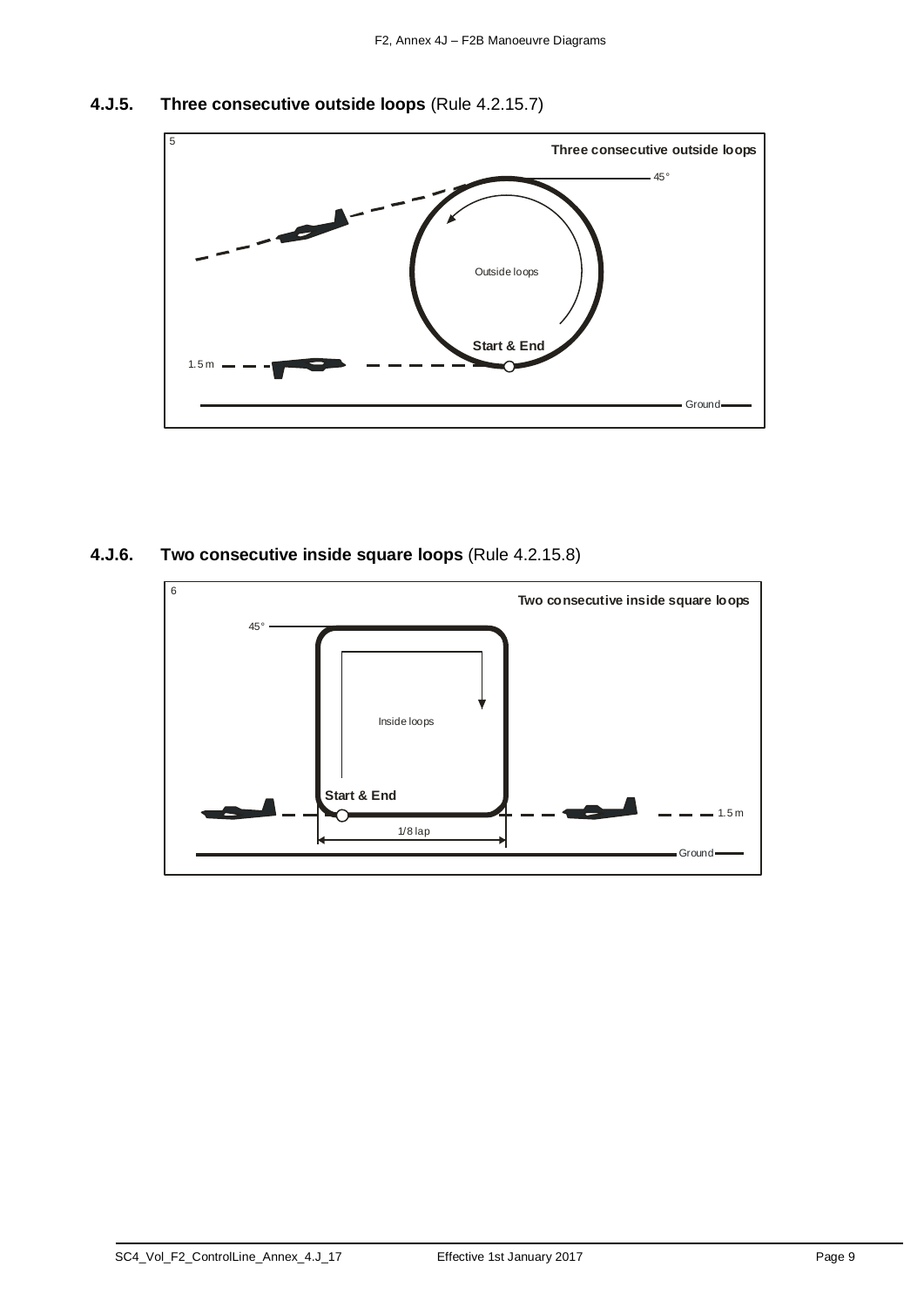### 4.J.5. **Three consecutive outside loops** (Rule 4.2.15.7)

5

**Three consecutive outside loops**

45°

Outside loops

**Start & End**

1.5 m

Ground

### 4.J.6. **Two consecutive inside square loops** (Rule 4.2.15.8)

6

**Two consecutive inside square loops**

45°

Inside loops

**Start & End**

1.5 m

1/8 lap

Ground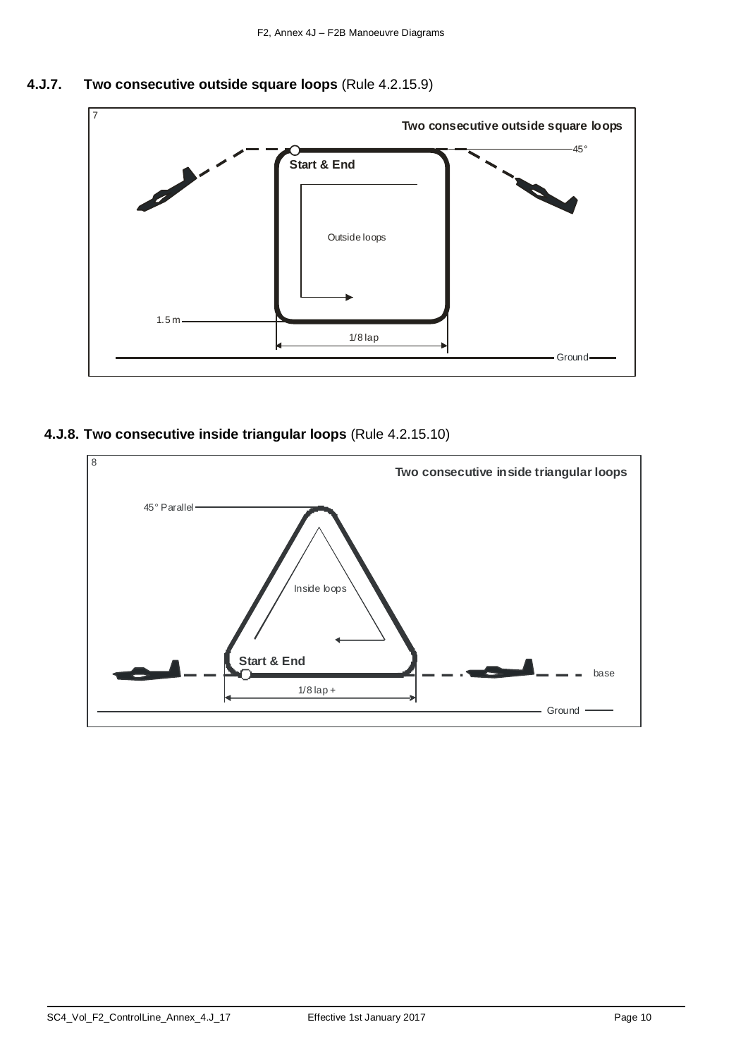### 4.J.7. Two consecutive outside square loops (Rule 4.2.15.9)

7

**Two consecutive outside square loops**

45°

**Start & End**

Outside loops

1.5 m

1/8 lap

Ground

### 4.J.8. Two consecutive inside triangular loops (Rule 4.2.15.10)

8

**Two consecutive inside triangular loops**

45° Parallel

Inside loops

**Start & End**

base

1/8 lap +

Ground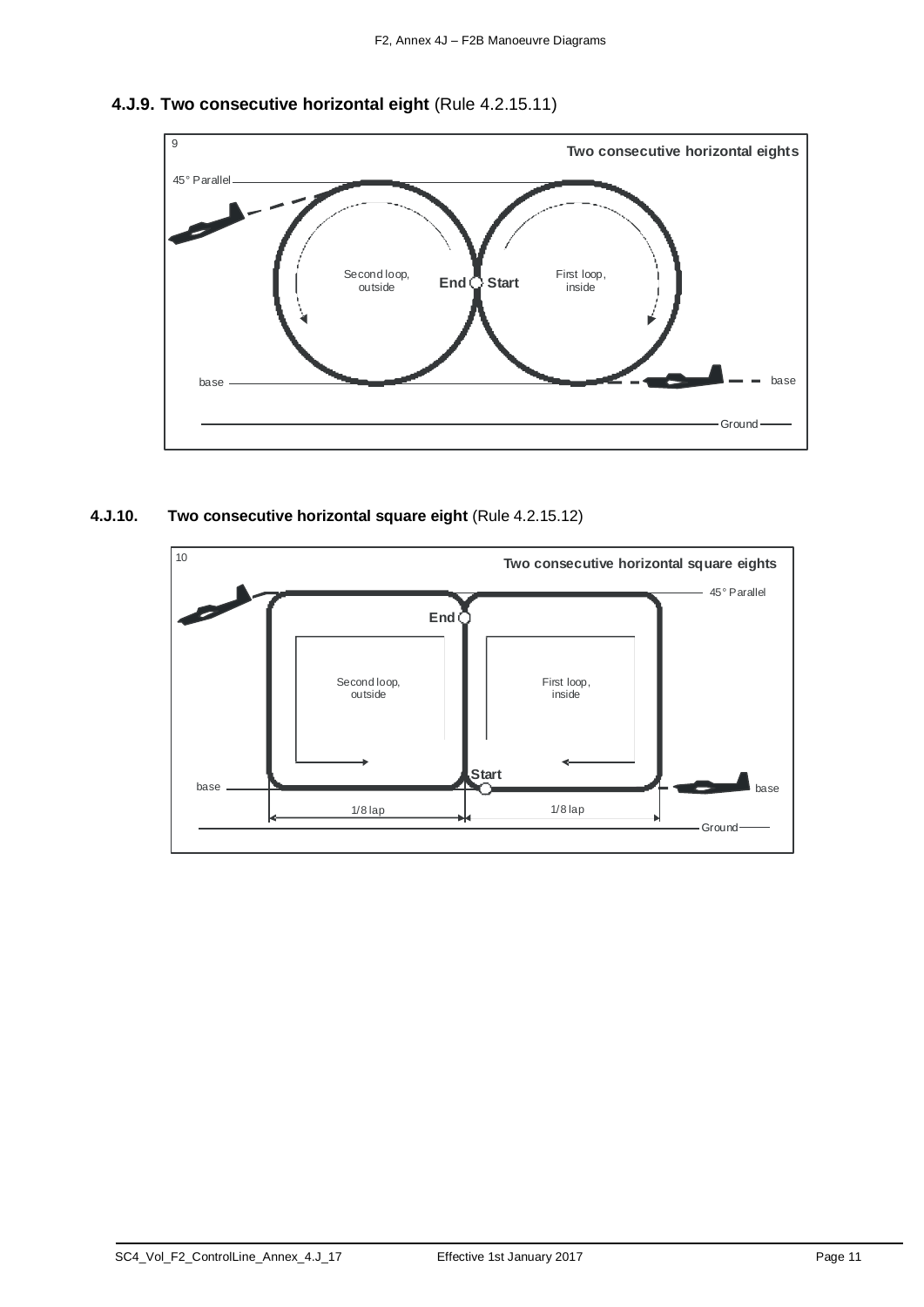### 4.J.9. Two consecutive horizontal eight (Rule 4.2.15.11)

9

**Two consecutive horizontal eights**

45° Parallel

Second loop, outside

**End** **Start**

First loop, inside

base

base

Ground

### 4.J.10. Two consecutive horizontal square eight (Rule 4.2.15.12)

10

**Two consecutive horizontal square eights**

45° Parallel

**End**

Second loop, outside

First loop, inside

**Start**

base

base

1/8 lap

1/8 lap

Ground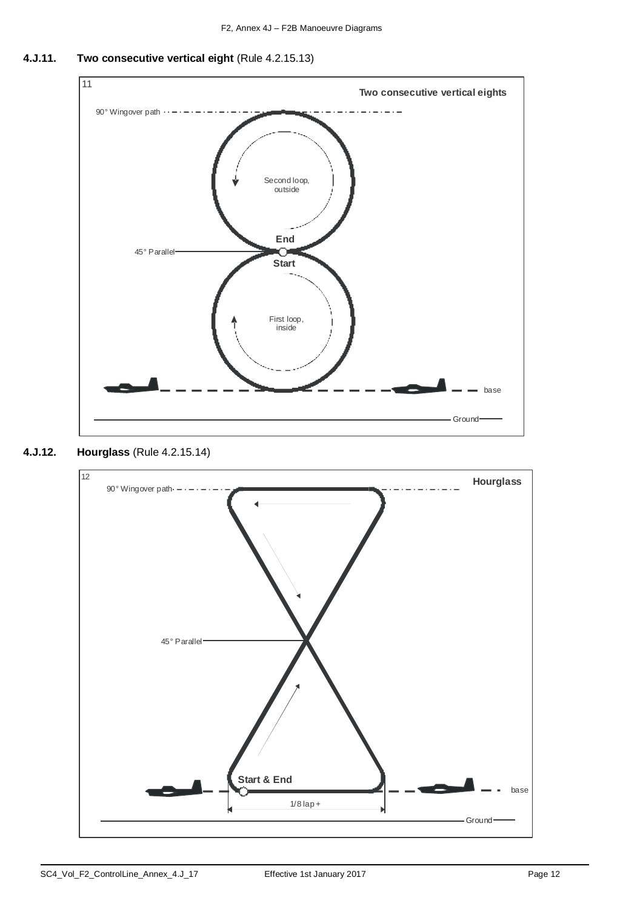### 4.J.11. Two consecutive vertical eight (Rule 4.2.15.13)

11

Two consecutive vertical eights

90° Wingover path

Second loop, outside

End

45° Parallel

Start

First loop, inside

base

Ground

### 4.J.12. Hourglass (Rule 4.2.15.14)

12

Hourglass

90° Wingover path

45° Parallel

Start & End

base

1/8 lap +

Ground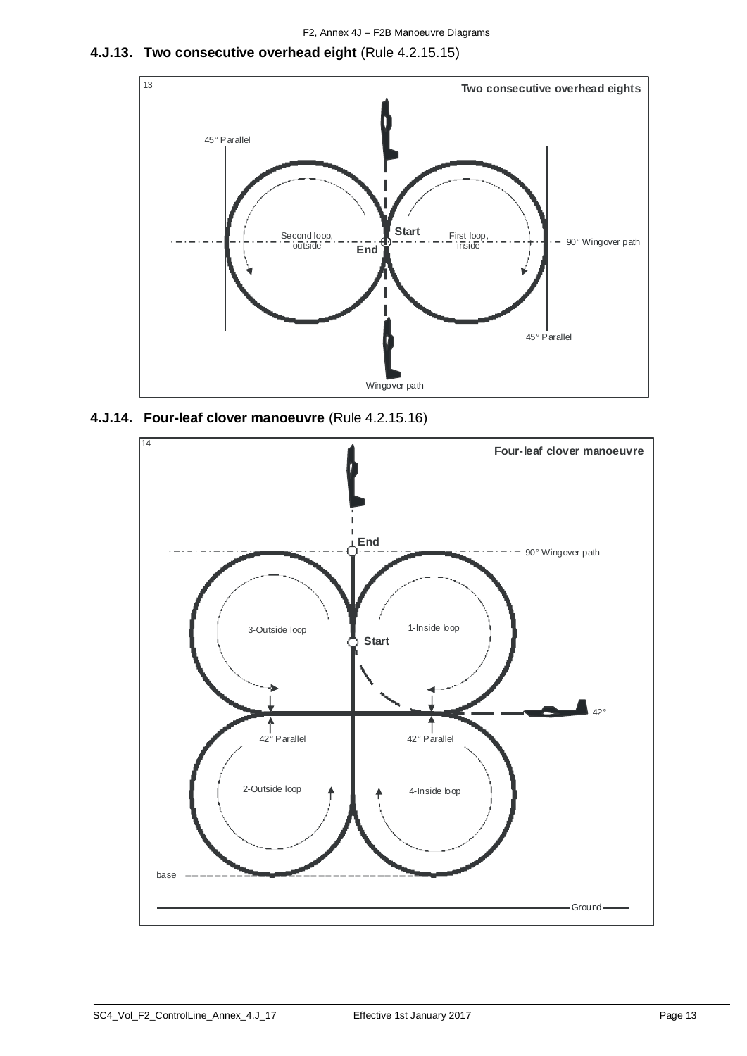### 4.J.13. **Two consecutive overhead eight** (Rule 4.2.15.15)

13

**Two consecutive overhead eights**

45° Parallel

Second loop, outside

**Start**

**End**

First loop, inside

90° Wingover path

45° Parallel

Wingover path

### 4.J.14. **Four-leaf clover manoeuvre** (Rule 4.2.15.16)

14

**Four-leaf clover manoeuvre**

**End**

90° Wingover path

3-Outside loop

1-Inside loop

**Start**

42°

42° Parallel

42° Parallel

2-Outside loop

4-Inside loop

base

Ground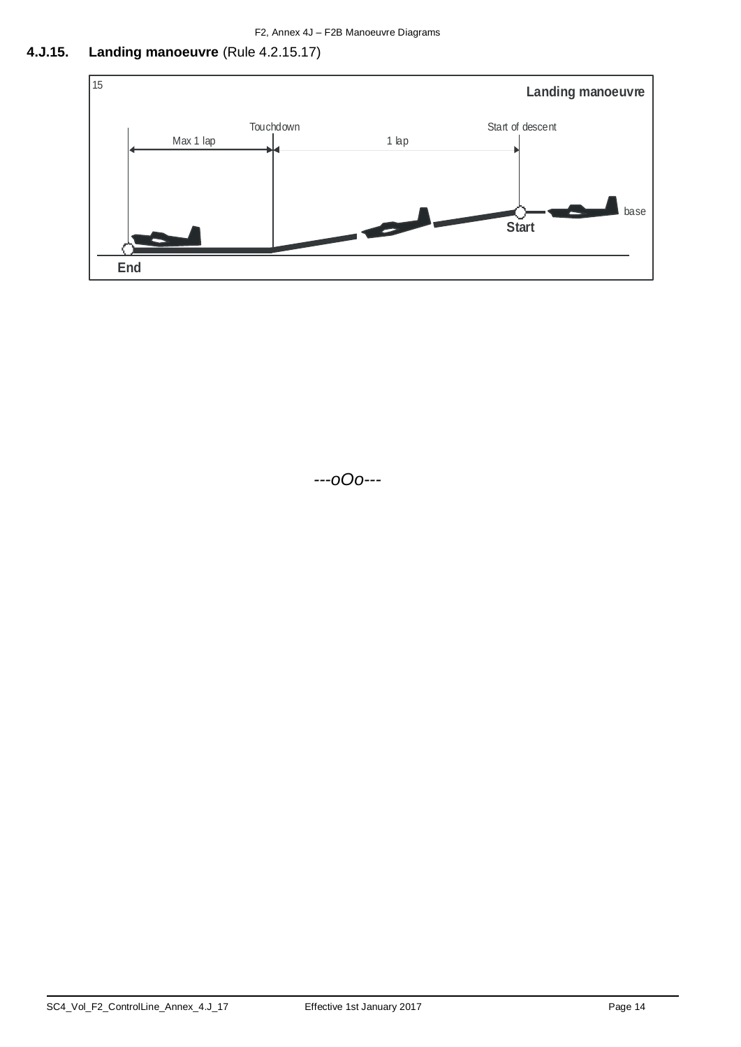### 4.J.15. **Landing manoeuvre** (Rule 4.2.15.17)

15

Landing manoeuvre

Touchdown

Start of descent

Max 1 lap

1 lap

base

Start

End

*---oOo---*